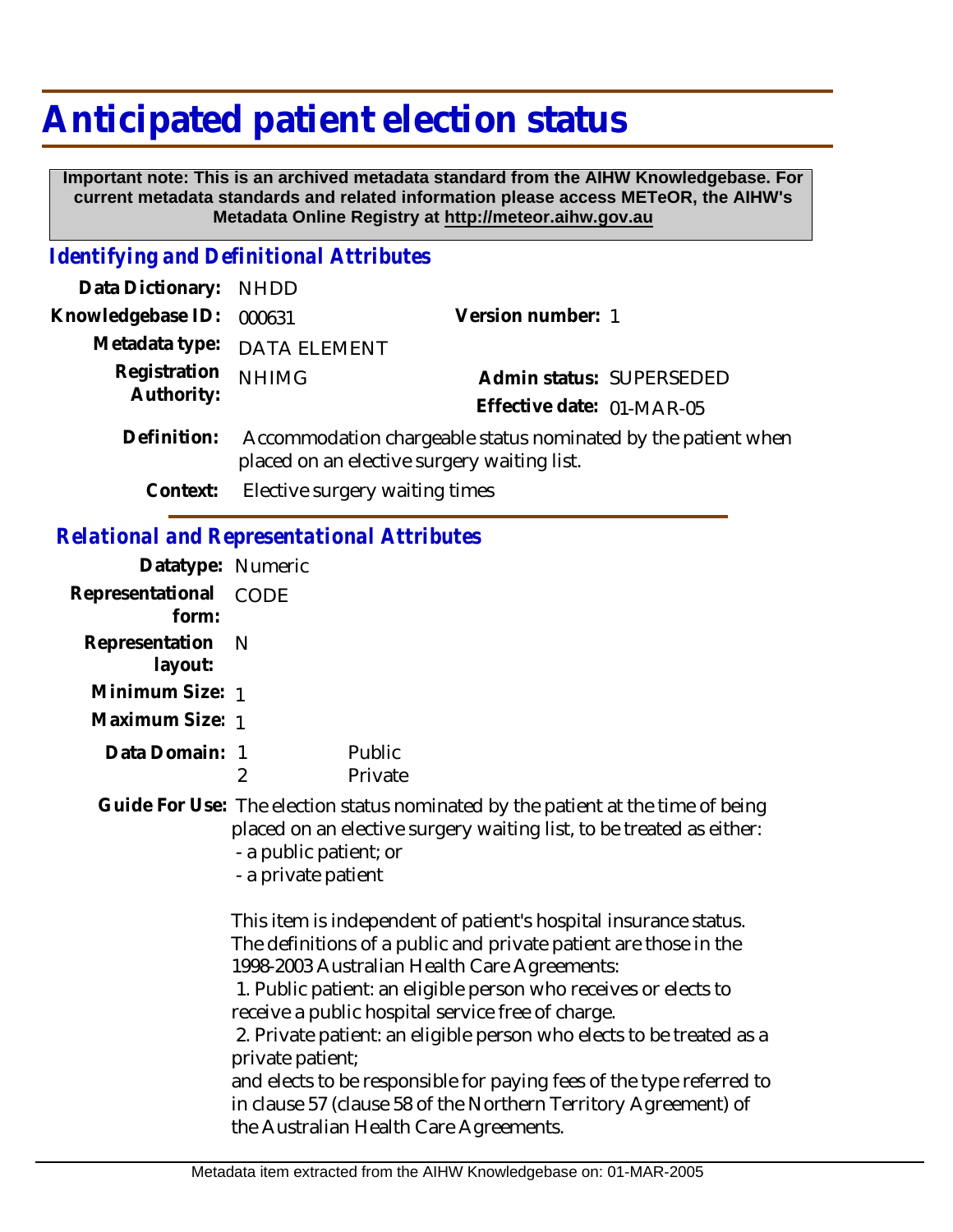# Anticipated patient election status

**Important note: This is an archived metadata standard from the AIHW Knowledgebase. For current metadata standards and related information please access METeOR, the AIHW's Metadata Online Registry at http://meteor.aihw.gov.au**

## *Identifying and Definitional Attributes*

**Data Dictionary:** NHDD

**Knowledgebase ID:** 000631 **Version number:** 1

**Metadata type:** DATA ELEMENT

**Registration Authority:** NHIMG **Admin status:** SUPERSEDED

**Effective date:** 01-MAR-05

**Definition:** Accommodation chargeable status nominated by the patient when placed on an elective surgery waiting list.

**Context:** Elective surgery waiting times

## *Relational and Representational Attributes*

**Datatype:** Numeric

**Representational form:** CODE

**Representation layout:** N

**Minimum Size:** 1

**Maximum Size:** 1

**Data Domain:**

| | |
|---|---|
| 1 | Public |
| 2 | Private |

**Guide For Use:** The election status nominated by the patient at the time of being placed on an elective surgery waiting list, to be treated as either:
- a public patient; or
- a private patient

This item is independent of patient's hospital insurance status. The definitions of a public and private patient are those in the 1998-2003 Australian Health Care Agreements:

1. Public patient: an eligible person who receives or elects to receive a public hospital service free of charge.
2. Private patient: an eligible person who elects to be treated as a private patient;

and elects to be responsible for paying fees of the type referred to in clause 57 (clause 58 of the Northern Territory Agreement) of the Australian Health Care Agreements.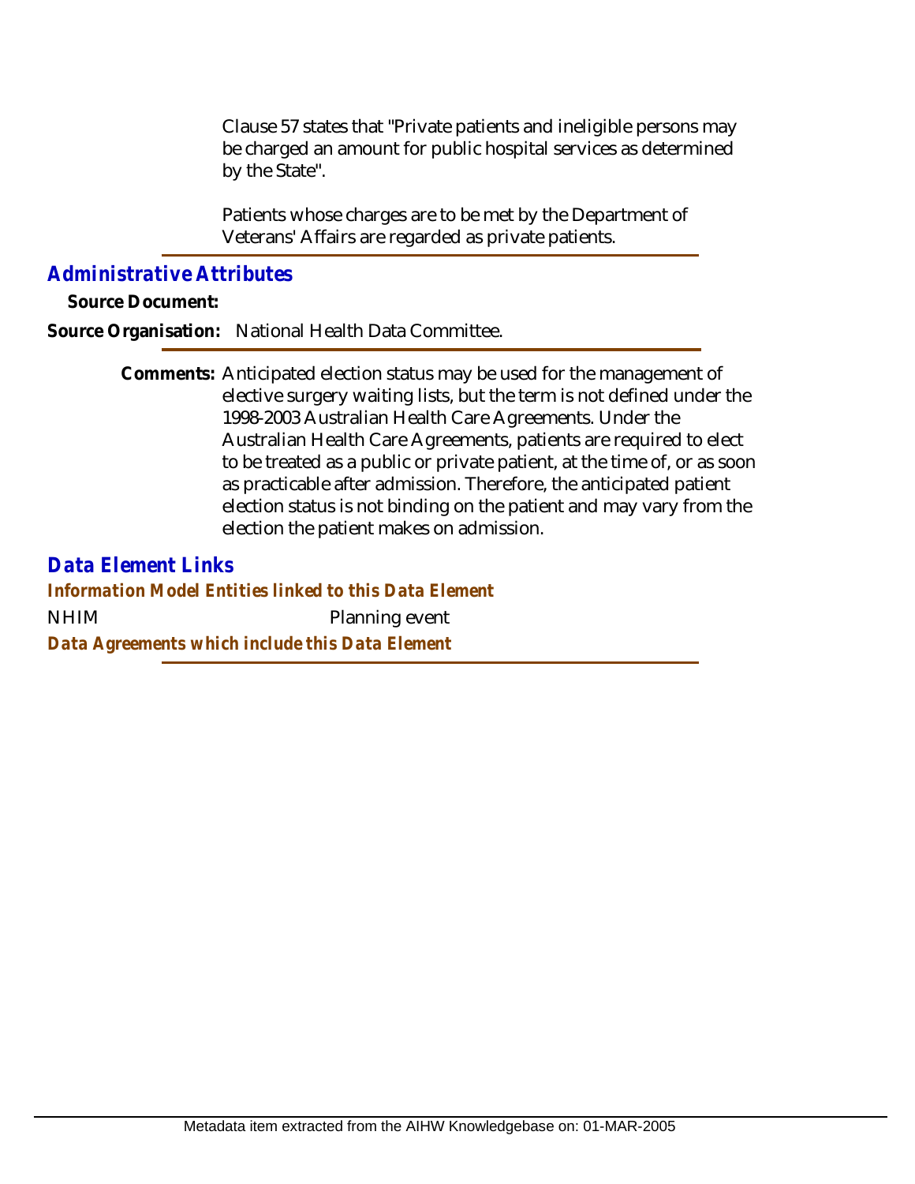Clause 57 states that "Private patients and ineligible persons may be charged an amount for public hospital services as determined by the State".

Patients whose charges are to be met by the Department of Veterans' Affairs are regarded as private patients.

## Administrative Attributes

**Source Document:**

**Source Organisation:** National Health Data Committee.

**Comments:** Anticipated election status may be used for the management of elective surgery waiting lists, but the term is not defined under the 1998-2003 Australian Health Care Agreements. Under the Australian Health Care Agreements, patients are required to elect to be treated as a public or private patient, at the time of, or as soon as practicable after admission. Therefore, the anticipated patient election status is not binding on the patient and may vary from the election the patient makes on admission.

## Data Element Links

***Information Model Entities linked to this Data Element***

NHIM Planning event

***Data Agreements which include this Data Element***

Metadata item extracted from the AIHW Knowledgebase on: 01-MAR-2005